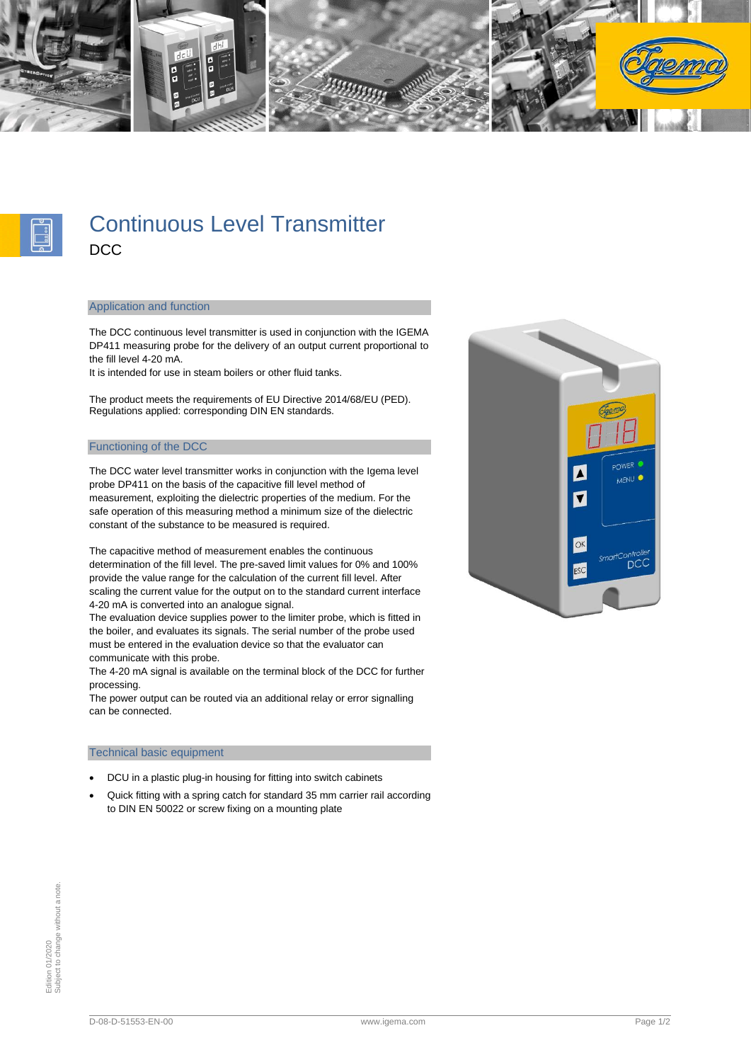# Continuous Level Transmitter

DCC

## Application and function

The DCC continuous level transmitter is used in conjunction with the IGEMA DP411 measuring probe for the delivery of an output current proportional to the fill level 4-20 mA.
It is intended for use in steam boilers or other fluid tanks.

The product meets the requirements of EU Directive 2014/68/EU (PED).
Regulations applied: corresponding DIN EN standards.

## Functioning of the DCC

The DCC water level transmitter works in conjunction with the Igema level probe DP411 on the basis of the capacitive fill level method of measurement, exploiting the dielectric properties of the medium. For the safe operation of this measuring method a minimum size of the dielectric constant of the substance to be measured is required.

The capacitive method of measurement enables the continuous determination of the fill level. The pre-saved limit values for 0% and 100% provide the value range for the calculation of the current fill level. After scaling the current value for the output on to the standard current interface 4-20 mA is converted into an analogue signal.
The evaluation device supplies power to the limiter probe, which is fitted in the boiler, and evaluates its signals. The serial number of the probe used must be entered in the evaluation device so that the evaluator can communicate with this probe.
The 4-20 mA signal is available on the terminal block of the DCC for further processing.
The power output can be routed via an additional relay or error signalling can be connected.

## Technical basic equipment

- DCU in a plastic plug-in housing for fitting into switch cabinets
- Quick fitting with a spring catch for standard 35 mm carrier rail according to DIN EN 50022 or screw fixing on a mounting plate

Edition 01/2020
Subject to change without a note.

D-08-D-51553-EN-00 www.igema.com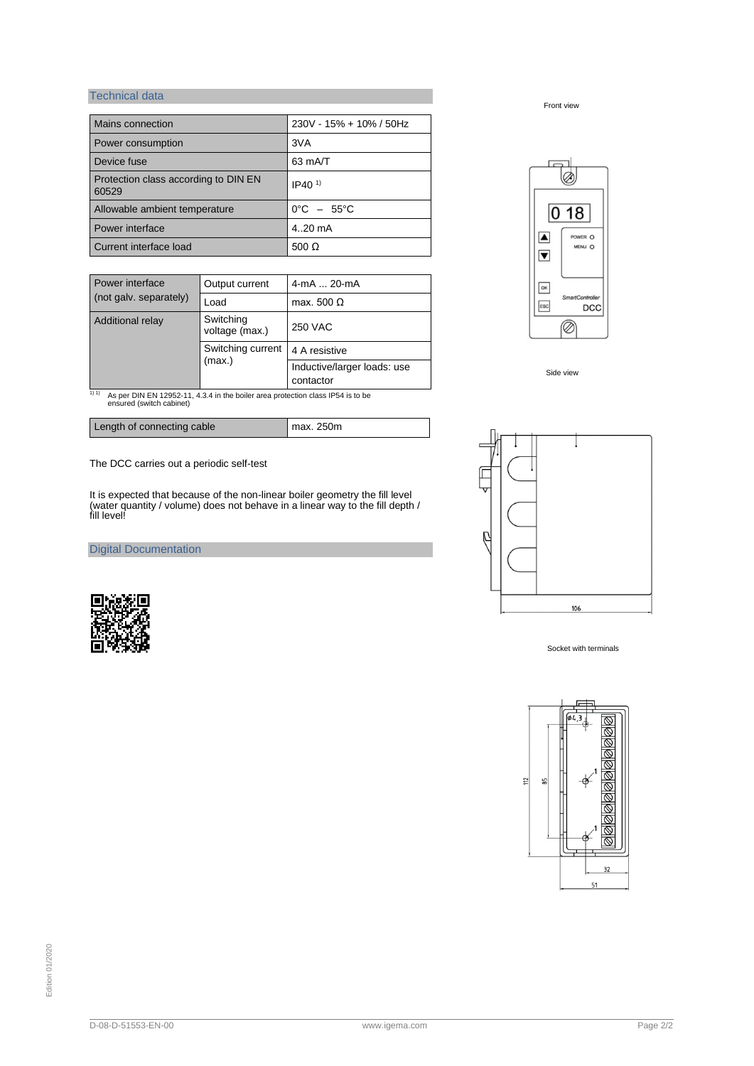## Technical data

| | |
|---|---|
| Mains connection | 230V - 15% + 10% / 50Hz |
| Power consumption | 3VA |
| Device fuse | 63 mA/T |
| Protection class according to DIN EN 60529 | IP40 [1)] |
| Allowable ambient temperature | 0°C – 55°C |
| Power interface | 4..20 mA |
| Current interface load | 500 Ω |

| | | |
|---|---|---|
| Power interface (not galv. separately) | Output current | 4-mA ... 20-mA |
| | Load | max. 500 Ω |
| Additional relay | Switching voltage (max.) | 250 VAC |
| | Switching current (max.) | 4 A resistive |
| | | Inductive/larger loads: use contactor |

[1) 1)] As per DIN EN 12952-11, 4.3.4 in the boiler area protection class IP54 is to be ensured (switch cabinet)

| | |
|---|---|
| Length of connecting cable | max. 250m |

The DCC carries out a periodic self-test

It is expected that because of the non-linear boiler geometry the fill level (water quantity / volume) does not behave in a linear way to the fill depth / fill level!

## Digital Documentation

Front view

0 18

POWER
MENU
OK
ESC
SmartController
DCC

Side view

106

Socket with terminals

ø4,3
1
1
112
85
32
51

Edition 01/2020